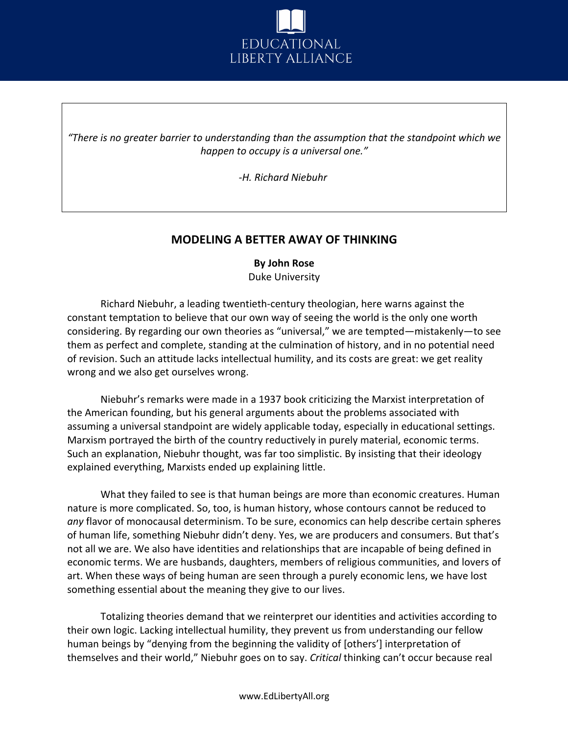EDUCATIONAL LIBERTY ALLIANCE

> *"There is no greater barrier to understanding than the assumption that the standpoint which we happen to occupy is a universal one."*
>
> *-H. Richard Niebuhr*

## MODELING A BETTER AWAY OF THINKING

**By John Rose**
Duke University

Richard Niebuhr, a leading twentieth-century theologian, here warns against the constant temptation to believe that our own way of seeing the world is the only one worth considering. By regarding our own theories as "universal," we are tempted—mistakenly—to see them as perfect and complete, standing at the culmination of history, and in no potential need of revision. Such an attitude lacks intellectual humility, and its costs are great: we get reality wrong and we also get ourselves wrong.

Niebuhr's remarks were made in a 1937 book criticizing the Marxist interpretation of the American founding, but his general arguments about the problems associated with assuming a universal standpoint are widely applicable today, especially in educational settings. Marxism portrayed the birth of the country reductively in purely material, economic terms. Such an explanation, Niebuhr thought, was far too simplistic. By insisting that their ideology explained everything, Marxists ended up explaining little.

What they failed to see is that human beings are more than economic creatures. Human nature is more complicated. So, too, is human history, whose contours cannot be reduced to *any* flavor of monocausal determinism. To be sure, economics can help describe certain spheres of human life, something Niebuhr didn't deny. Yes, we are producers and consumers. But that's not all we are. We also have identities and relationships that are incapable of being defined in economic terms. We are husbands, daughters, members of religious communities, and lovers of art. When these ways of being human are seen through a purely economic lens, we have lost something essential about the meaning they give to our lives.

Totalizing theories demand that we reinterpret our identities and activities according to their own logic. Lacking intellectual humility, they prevent us from understanding our fellow human beings by "denying from the beginning the validity of [others'] interpretation of themselves and their world," Niebuhr goes on to say. *Critical* thinking can't occur because real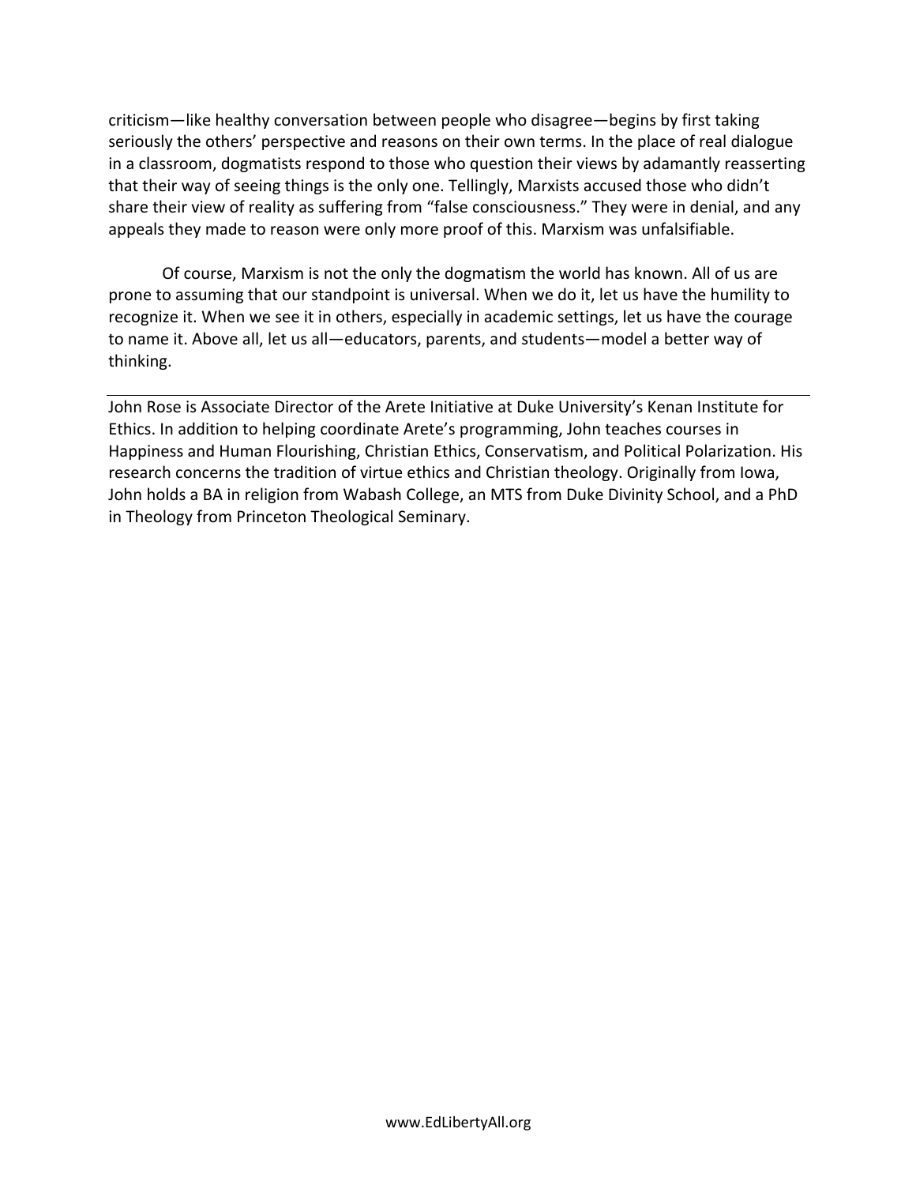criticism—like healthy conversation between people who disagree—begins by first taking seriously the others' perspective and reasons on their own terms. In the place of real dialogue in a classroom, dogmatists respond to those who question their views by adamantly reasserting that their way of seeing things is the only one. Tellingly, Marxists accused those who didn't share their view of reality as suffering from "false consciousness." They were in denial, and any appeals they made to reason were only more proof of this. Marxism was unfalsifiable.

Of course, Marxism is not the only the dogmatism the world has known. All of us are prone to assuming that our standpoint is universal. When we do it, let us have the humility to recognize it. When we see it in others, especially in academic settings, let us have the courage to name it. Above all, let us all—educators, parents, and students—model a better way of thinking.

---

John Rose is Associate Director of the Arete Initiative at Duke University's Kenan Institute for Ethics. In addition to helping coordinate Arete's programming, John teaches courses in Happiness and Human Flourishing, Christian Ethics, Conservatism, and Political Polarization. His research concerns the tradition of virtue ethics and Christian theology. Originally from Iowa, John holds a BA in religion from Wabash College, an MTS from Duke Divinity School, and a PhD in Theology from Princeton Theological Seminary.